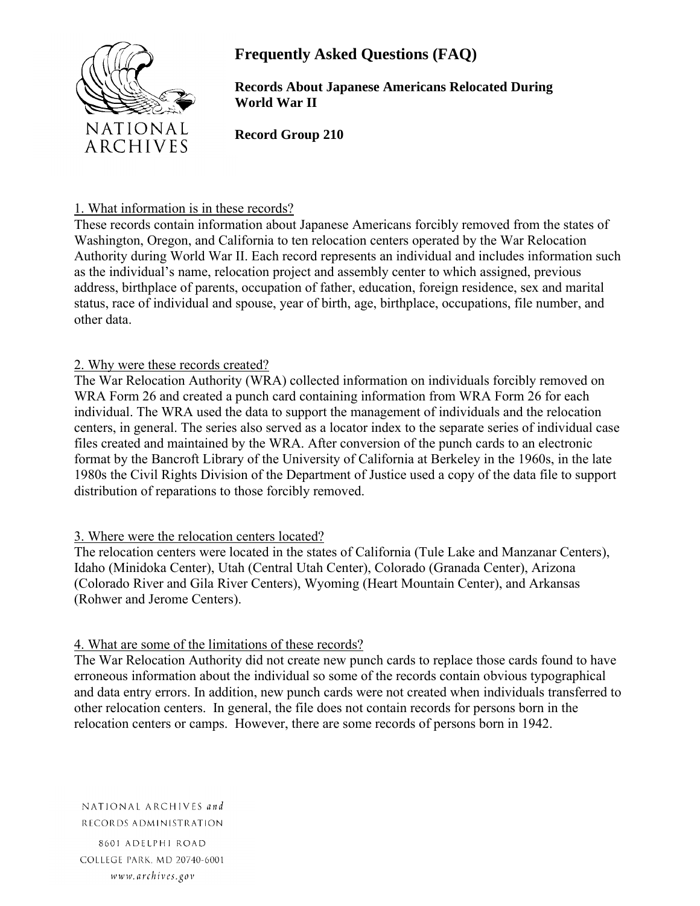# Frequently Asked Questions (FAQ)

**Records About Japanese Americans Relocated During World War II**

**Record Group 210**

## 1. What information is in these records?

These records contain information about Japanese Americans forcibly removed from the states of Washington, Oregon, and California to ten relocation centers operated by the War Relocation Authority during World War II. Each record represents an individual and includes information such as the individual's name, relocation project and assembly center to which assigned, previous address, birthplace of parents, occupation of father, education, foreign residence, sex and marital status, race of individual and spouse, year of birth, age, birthplace, occupations, file number, and other data.

## 2. Why were these records created?

The War Relocation Authority (WRA) collected information on individuals forcibly removed on WRA Form 26 and created a punch card containing information from WRA Form 26 for each individual. The WRA used the data to support the management of individuals and the relocation centers, in general. The series also served as a locator index to the separate series of individual case files created and maintained by the WRA. After conversion of the punch cards to an electronic format by the Bancroft Library of the University of California at Berkeley in the 1960s, in the late 1980s the Civil Rights Division of the Department of Justice used a copy of the data file to support distribution of reparations to those forcibly removed.

## 3. Where were the relocation centers located?

The relocation centers were located in the states of California (Tule Lake and Manzanar Centers), Idaho (Minidoka Center), Utah (Central Utah Center), Colorado (Granada Center), Arizona (Colorado River and Gila River Centers), Wyoming (Heart Mountain Center), and Arkansas (Rohwer and Jerome Centers).

## 4. What are some of the limitations of these records?

The War Relocation Authority did not create new punch cards to replace those cards found to have erroneous information about the individual so some of the records contain obvious typographical and data entry errors. In addition, new punch cards were not created when individuals transferred to other relocation centers. In general, the file does not contain records for persons born in the relocation centers or camps. However, there are some records of persons born in 1942.

NATIONAL ARCHIVES *and* RECORDS ADMINISTRATION
8601 ADELPHI ROAD
COLLEGE PARK, MD 20740-6001
*www.archives.gov*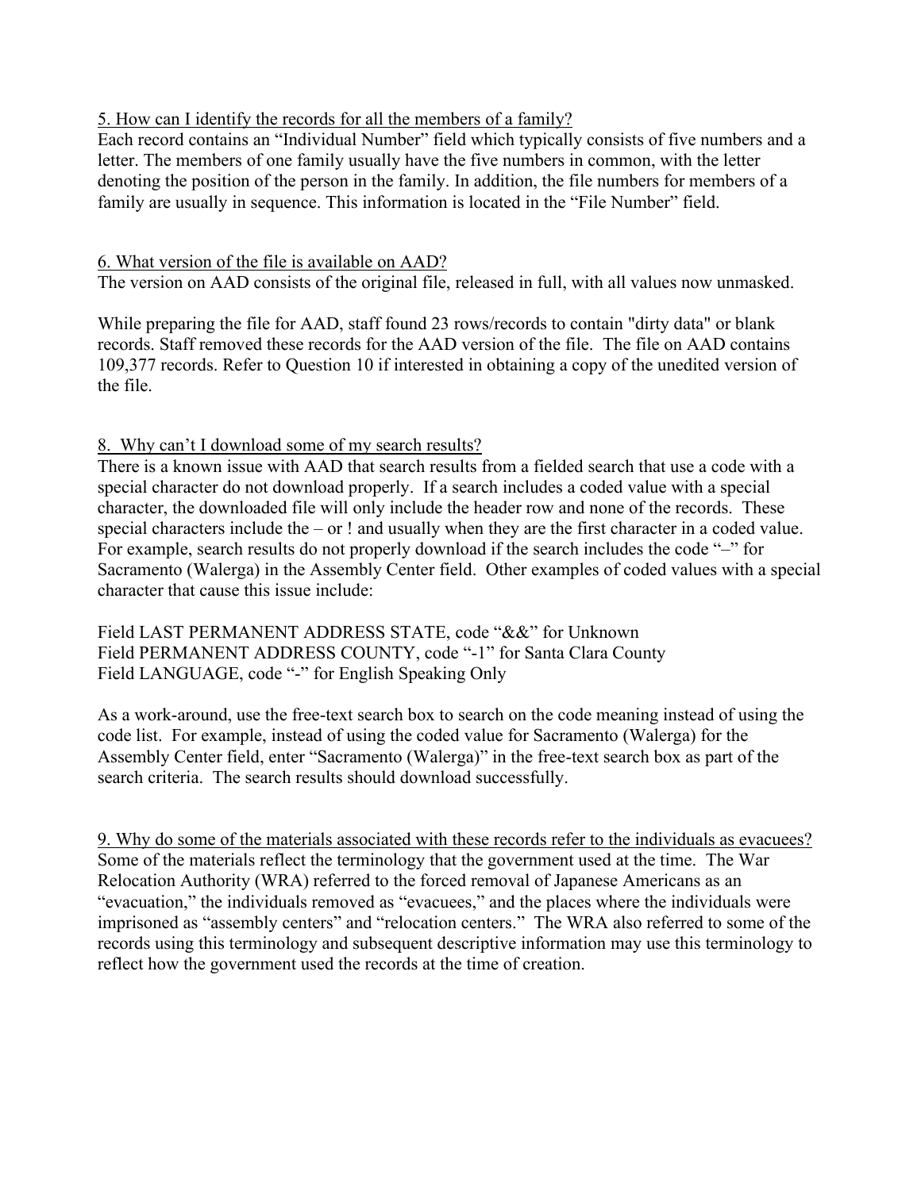<u>5. How can I identify the records for all the members of a family?</u>

Each record contains an “Individual Number” field which typically consists of five numbers and a letter. The members of one family usually have the five numbers in common, with the letter denoting the position of the person in the family. In addition, the file numbers for members of a family are usually in sequence. This information is located in the “File Number” field.

<u>6. What version of the file is available on AAD?</u>

The version on AAD consists of the original file, released in full, with all values now unmasked.

While preparing the file for AAD, staff found 23 rows/records to contain "dirty data" or blank records. Staff removed these records for the AAD version of the file. The file on AAD contains 109,377 records. Refer to Question 10 if interested in obtaining a copy of the unedited version of the file.

<u>8. Why can’t I download some of my search results?</u>

There is a known issue with AAD that search results from a fielded search that use a code with a special character do not download properly. If a search includes a coded value with a special character, the downloaded file will only include the header row and none of the records. These special characters include the – or ! and usually when they are the first character in a coded value. For example, search results do not properly download if the search includes the code “–” for Sacramento (Walerga) in the Assembly Center field. Other examples of coded values with a special character that cause this issue include:

Field LAST PERMANENT ADDRESS STATE, code “&&” for Unknown
Field PERMANENT ADDRESS COUNTY, code “-1” for Santa Clara County
Field LANGUAGE, code “-” for English Speaking Only

As a work-around, use the free-text search box to search on the code meaning instead of using the code list. For example, instead of using the coded value for Sacramento (Walerga) for the Assembly Center field, enter “Sacramento (Walerga)” in the free-text search box as part of the search criteria. The search results should download successfully.

<u>9. Why do some of the materials associated with these records refer to the individuals as evacuees?</u>

Some of the materials reflect the terminology that the government used at the time. The War Relocation Authority (WRA) referred to the forced removal of Japanese Americans as an “evacuation,” the individuals removed as “evacuees,” and the places where the individuals were imprisoned as “assembly centers” and “relocation centers.” The WRA also referred to some of the records using this terminology and subsequent descriptive information may use this terminology to reflect how the government used the records at the time of creation.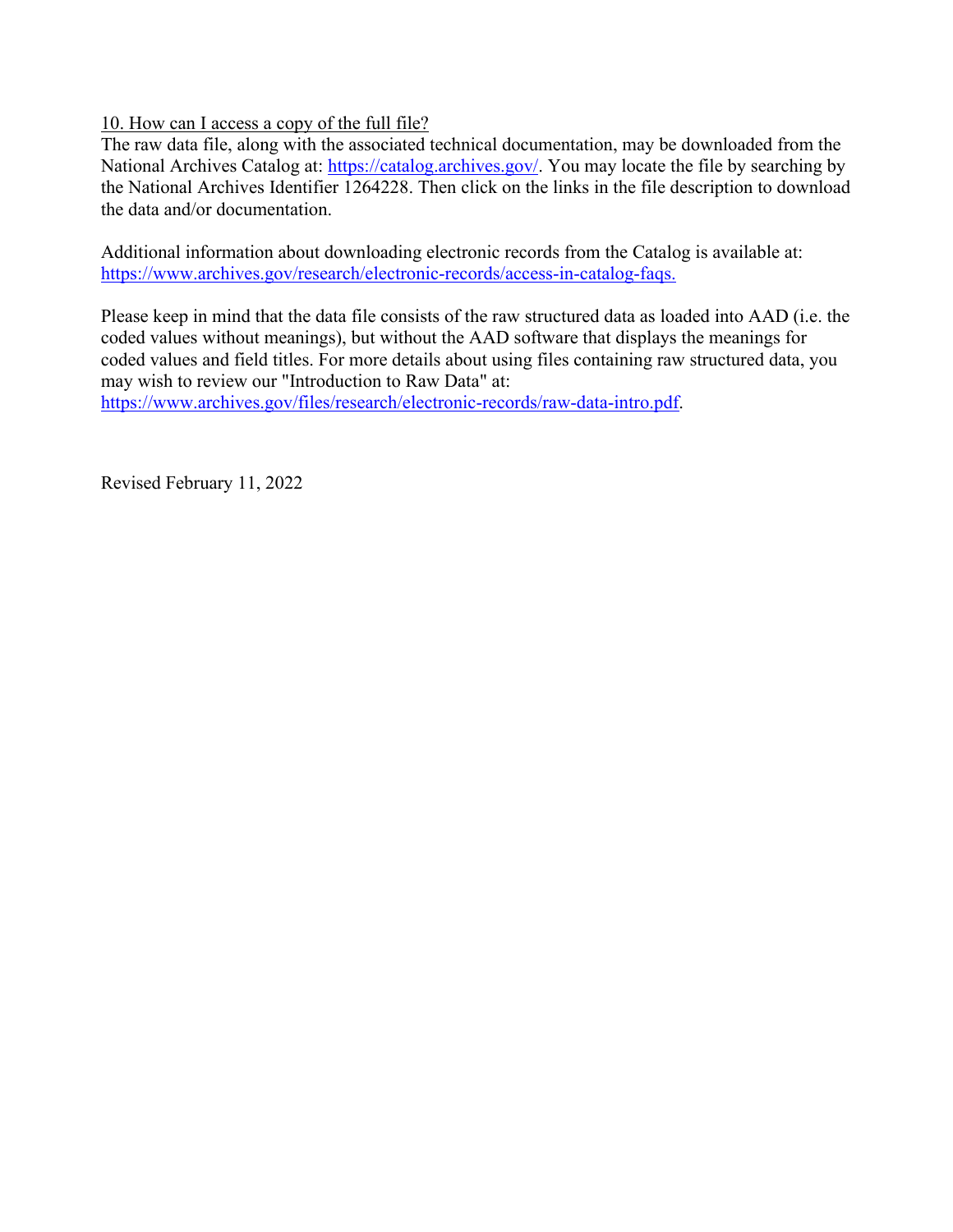10. How can I access a copy of the full file?

The raw data file, along with the associated technical documentation, may be downloaded from the National Archives Catalog at: https://catalog.archives.gov/. You may locate the file by searching by the National Archives Identifier 1264228. Then click on the links in the file description to download the data and/or documentation.

Additional information about downloading electronic records from the Catalog is available at: https://www.archives.gov/research/electronic-records/access-in-catalog-faqs.

Please keep in mind that the data file consists of the raw structured data as loaded into AAD (i.e. the coded values without meanings), but without the AAD software that displays the meanings for coded values and field titles. For more details about using files containing raw structured data, you may wish to review our "Introduction to Raw Data" at: https://www.archives.gov/files/research/electronic-records/raw-data-intro.pdf.

Revised February 11, 2022